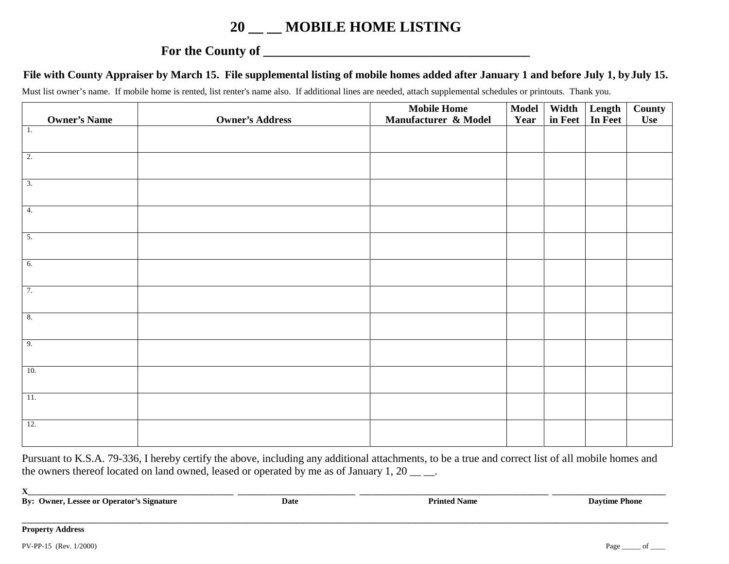# 20 __ __ MOBILE HOME LISTING

## For the County of ________________________________________

**File with County Appraiser by March 15. File supplemental listing of mobile homes added after January 1 and before July 1, by July 15.**

Must list owner's name. If mobile home is rented, list renter's name also. If additional lines are needed, attach supplemental schedules or printouts. Thank you.

| Owner's Name | Owner's Address | Mobile Home Manufacturer & Model | Model Year | Width in Feet | Length In Feet | County Use |
|---|---|---|---|---|---|---|
| 1. | | | | | | |
| 2. | | | | | | |
| 3. | | | | | | |
| 4. | | | | | | |
| 5. | | | | | | |
| 6. | | | | | | |
| 7. | | | | | | |
| 8. | | | | | | |
| 9. | | | | | | |
| 10. | | | | | | |
| 11. | | | | | | |
| 12. | | | | | | |

Pursuant to K.S.A. 79-336, I hereby certify the above, including any additional attachments, to be a true and correct list of all mobile homes and the owners thereof located on land owned, leased or operated by me as of January 1, 20 __ __.

X________________________________________ ________________________ ______________________________________ ______________________

**By: Owner, Lessee or Operator's Signature** **Date** **Printed Name** **Daytime Phone**

______________________________________________________________________________________________________________

**Property Address**

PV-PP-15 (Rev. 1/2000)

Page _____ of ____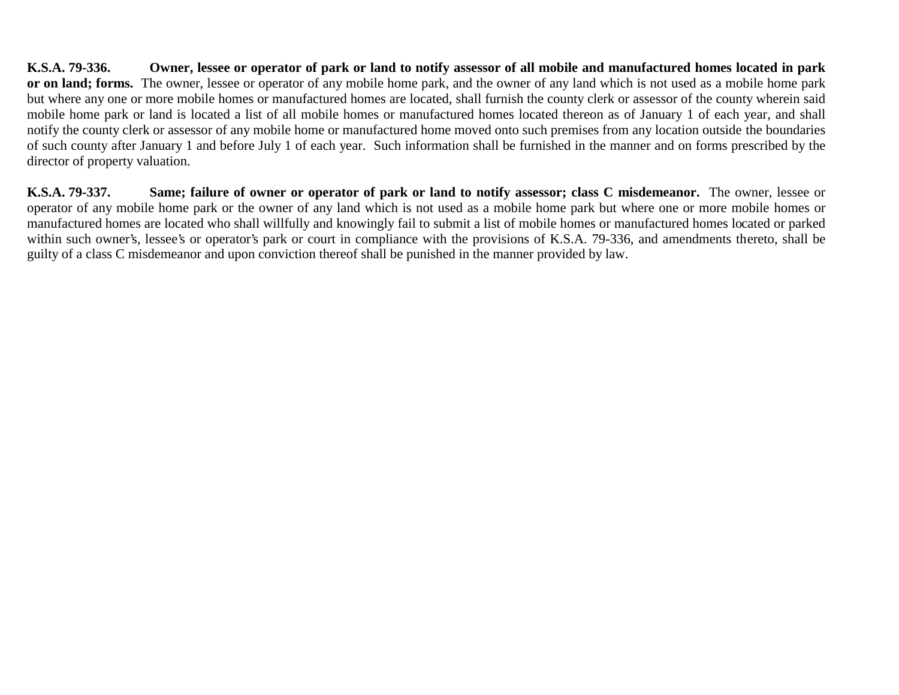**K.S.A. 79-336. Owner, lessee or operator of park or land to notify assessor of all mobile and manufactured homes located in park or on land; forms.** The owner, lessee or operator of any mobile home park, and the owner of any land which is not used as a mobile home park but where any one or more mobile homes or manufactured homes are located, shall furnish the county clerk or assessor of the county wherein said mobile home park or land is located a list of all mobile homes or manufactured homes located thereon as of January 1 of each year, and shall notify the county clerk or assessor of any mobile home or manufactured home moved onto such premises from any location outside the boundaries of such county after January 1 and before July 1 of each year. Such information shall be furnished in the manner and on forms prescribed by the director of property valuation.

**K.S.A. 79-337. Same; failure of owner or operator of park or land to notify assessor; class C misdemeanor.** The owner, lessee or operator of any mobile home park or the owner of any land which is not used as a mobile home park but where one or more mobile homes or manufactured homes are located who shall willfully and knowingly fail to submit a list of mobile homes or manufactured homes located or parked within such owner's, lessee's or operator's park or court in compliance with the provisions of K.S.A. 79-336, and amendments thereto, shall be guilty of a class C misdemeanor and upon conviction thereof shall be punished in the manner provided by law.